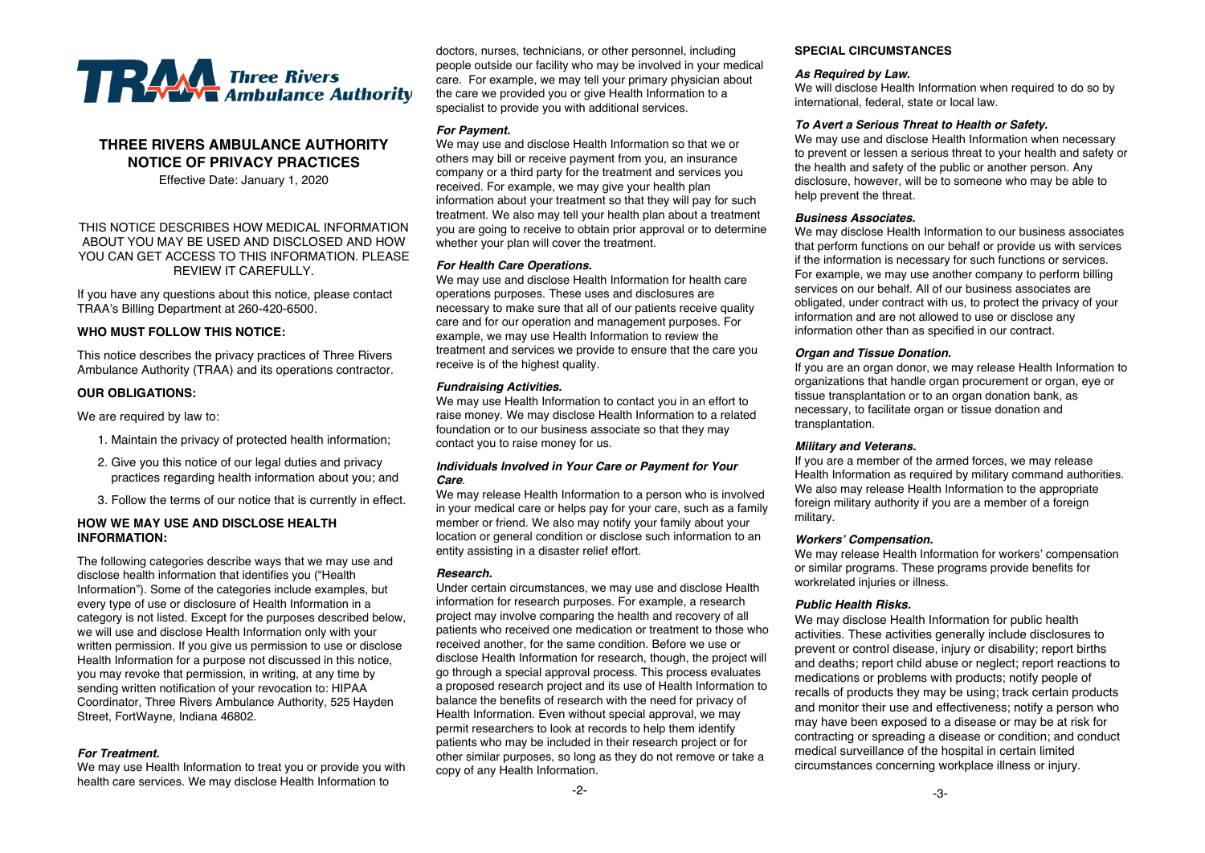# THREE RIVERS AMBULANCE AUTHORITY NOTICE OF PRIVACY PRACTICES

Effective Date: January 1, 2020

THIS NOTICE DESCRIBES HOW MEDICAL INFORMATION ABOUT YOU MAY BE USED AND DISCLOSED AND HOW YOU CAN GET ACCESS TO THIS INFORMATION. PLEASE REVIEW IT CAREFULLY.

If you have any questions about this notice, please contact TRAA's Billing Department at 260-420-6500.

## WHO MUST FOLLOW THIS NOTICE:

This notice describes the privacy practices of Three Rivers Ambulance Authority (TRAA) and its operations contractor.

## OUR OBLIGATIONS:

We are required by law to:

1. Maintain the privacy of protected health information;
2. Give you this notice of our legal duties and privacy practices regarding health information about you; and
3. Follow the terms of our notice that is currently in effect.

## HOW WE MAY USE AND DISCLOSE HEALTH INFORMATION:

The following categories describe ways that we may use and disclose health information that identifies you ("Health Information"). Some of the categories include examples, but every type of use or disclosure of Health Information in a category is not listed. Except for the purposes described below, we will use and disclose Health Information only with your written permission. If you give us permission to use or disclose Health Information for a purpose not discussed in this notice, you may revoke that permission, in writing, at any time by sending written notification of your revocation to: HIPAA Coordinator, Three Rivers Ambulance Authority, 525 Hayden Street, FortWayne, Indiana 46802.

### *For Treatment.*

We may use Health Information to treat you or provide you with health care services. We may disclose Health Information to doctors, nurses, technicians, or other personnel, including people outside our facility who may be involved in your medical care. For example, we may tell your primary physician about the care we provided you or give Health Information to a specialist to provide you with additional services.

### *For Payment.*

We may use and disclose Health Information so that we or others may bill or receive payment from you, an insurance company or a third party for the treatment and services you received. For example, we may give your health plan information about your treatment so that they will pay for such treatment. We also may tell your health plan about a treatment you are going to receive to obtain prior approval or to determine whether your plan will cover the treatment.

### *For Health Care Operations.*

We may use and disclose Health Information for health care operations purposes. These uses and disclosures are necessary to make sure that all of our patients receive quality care and for our operation and management purposes. For example, we may use Health Information to review the treatment and services we provide to ensure that the care you receive is of the highest quality.

### *Fundraising Activities.*

We may use Health Information to contact you in an effort to raise money. We may disclose Health Information to a related foundation or to our business associate so that they may contact you to raise money for us.

### *Individuals Involved in Your Care or Payment for Your Care.*

We may release Health Information to a person who is involved in your medical care or helps pay for your care, such as a family member or friend. We also may notify your family about your location or general condition or disclose such information to an entity assisting in a disaster relief effort.

### *Research.*

Under certain circumstances, we may use and disclose Health information for research purposes. For example, a research project may involve comparing the health and recovery of all patients who received one medication or treatment to those who received another, for the same condition. Before we use or disclose Health Information for research, though, the project will go through a special approval process. This process evaluates a proposed research project and its use of Health Information to balance the benefits of research with the need for privacy of Health Information. Even without special approval, we may permit researchers to look at records to help them identify patients who may be included in their research project or for other similar purposes, so long as they do not remove or take a copy of any Health Information.

## SPECIAL CIRCUMSTANCES

### *As Required by Law.*

We will disclose Health Information when required to do so by international, federal, state or local law.

### *To Avert a Serious Threat to Health or Safety.*

We may use and disclose Health Information when necessary to prevent or lessen a serious threat to your health and safety or the health and safety of the public or another person. Any disclosure, however, will be to someone who may be able to help prevent the threat.

### *Business Associates.*

We may disclose Health Information to our business associates that perform functions on our behalf or provide us with services if the information is necessary for such functions or services. For example, we may use another company to perform billing services on our behalf. All of our business associates are obligated, under contract with us, to protect the privacy of your information and are not allowed to use or disclose any information other than as specified in our contract.

### *Organ and Tissue Donation.*

If you are an organ donor, we may release Health Information to organizations that handle organ procurement or organ, eye or tissue transplantation or to an organ donation bank, as necessary, to facilitate organ or tissue donation and transplantation.

### *Military and Veterans.*

If you are a member of the armed forces, we may release Health Information as required by military command authorities. We also may release Health Information to the appropriate foreign military authority if you are a member of a foreign military.

### *Workers' Compensation.*

We may release Health Information for workers' compensation or similar programs. These programs provide benefits for workrelated injuries or illness.

### *Public Health Risks.*

We may disclose Health Information for public health activities. These activities generally include disclosures to prevent or control disease, injury or disability; report births and deaths; report child abuse or neglect; report reactions to medications or problems with products; notify people of recalls of products they may be using; track certain products and monitor their use and effectiveness; notify a person who may have been exposed to a disease or may be at risk for contracting or spreading a disease or condition; and conduct medical surveillance of the hospital in certain limited circumstances concerning workplace illness or injury.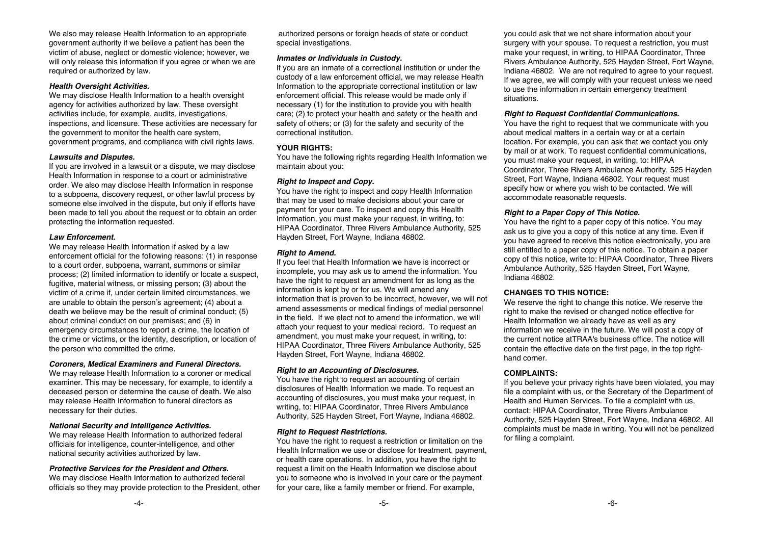We also may release Health Information to an appropriate government authority if we believe a patient has been the victim of abuse, neglect or domestic violence; however, we will only release this information if you agree or when we are required or authorized by law.

***Health Oversight Activities.***

We may disclose Health Information to a health oversight agency for activities authorized by law. These oversight activities include, for example, audits, investigations, inspections, and licensure. These activities are necessary for the government to monitor the health care system, government programs, and compliance with civil rights laws.

***Lawsuits and Disputes.***

If you are involved in a lawsuit or a dispute, we may disclose Health Information in response to a court or administrative order. We also may disclose Health Information in response to a subpoena, discovery request, or other lawful process by someone else involved in the dispute, but only if efforts have been made to tell you about the request or to obtain an order protecting the information requested.

***Law Enforcement.***

We may release Health Information if asked by a law enforcement official for the following reasons: (1) in response to a court order, subpoena, warrant, summons or similar process; (2) limited information to identify or locate a suspect, fugitive, material witness, or missing person; (3) about the victim of a crime if, under certain limited circumstances, we are unable to obtain the person's agreement; (4) about a death we believe may be the result of criminal conduct; (5) about criminal conduct on our premises; and (6) in emergency circumstances to report a crime, the location of the crime or victims, or the identity, description, or location of the person who committed the crime.

***Coroners, Medical Examiners and Funeral Directors.***

We may release Health Information to a coroner or medical examiner. This may be necessary, for example, to identify a deceased person or determine the cause of death. We also may release Health Information to funeral directors as necessary for their duties.

***National Security and Intelligence Activities.***

We may release Health Information to authorized federal officials for intelligence, counter-intelligence, and other national security activities authorized by law.

***Protective Services for the President and Others.***

We may disclose Health Information to authorized federal officials so they may provide protection to the President, other authorized persons or foreign heads of state or conduct special investigations.

***Inmates or Individuals in Custody.***

If you are an inmate of a correctional institution or under the custody of a law enforcement official, we may release Health Information to the appropriate correctional institution or law enforcement official. This release would be made only if necessary (1) for the institution to provide you with health care; (2) to protect your health and safety or the health and safety of others; or (3) for the safety and security of the correctional institution.

**YOUR RIGHTS:**

You have the following rights regarding Health Information we maintain about you:

***Right to Inspect and Copy.***

You have the right to inspect and copy Health Information that may be used to make decisions about your care or payment for your care. To inspect and copy this Health Information, you must make your request, in writing, to: HIPAA Coordinator, Three Rivers Ambulance Authority, 525 Hayden Street, Fort Wayne, Indiana 46802.

***Right to Amend.***

If you feel that Health Information we have is incorrect or incomplete, you may ask us to amend the information. You have the right to request an amendment for as long as the information is kept by or for us. We will amend any information that is proven to be incorrect, however, we will not amend assessments or medical findings of medial personnel in the field. If we elect not to amend the information, we will attach your request to your medical reciord. To request an amendment, you must make your request, in writing, to: HIPAA Coordinator, Three Rivers Ambulance Authority, 525 Hayden Street, Fort Wayne, Indiana 46802.

***Right to an Accounting of Disclosures.***

You have the right to request an accounting of certain disclosures of Health Information we made. To request an accounting of disclosures, you must make your request, in writing, to: HIPAA Coordinator, Three Rivers Ambulance Authority, 525 Hayden Street, Fort Wayne, Indiana 46802.

***Right to Request Restrictions.***

You have the right to request a restriction or limitation on the Health Information we use or disclose for treatment, payment, or health care operations. In addition, you have the right to request a limit on the Health Information we disclose about you to someone who is involved in your care or the payment for your care, like a family member or friend. For example, you could ask that we not share information about your surgery with your spouse. To request a restriction, you must make your request, in writing, to HIPAA Coordinator, Three Rivers Ambulance Authority, 525 Hayden Street, Fort Wayne, Indiana 46802. We are not required to agree to your request. If we agree, we will comply with your request unless we need to use the information in certain emergency treatment situations.

***Right to Request Confidential Communications.***

You have the right to request that we communicate with you about medical matters in a certain way or at a certain location. For example, you can ask that we contact you only by mail or at work. To request confidential communications, you must make your request, in writing, to: HIPAA Coordinator, Three Rivers Ambulance Authority, 525 Hayden Street, Fort Wayne, Indiana 46802. Your request must specify how or where you wish to be contacted. We will accommodate reasonable requests.

***Right to a Paper Copy of This Notice.***

You have the right to a paper copy of this notice. You may ask us to give you a copy of this notice at any time. Even if you have agreed to receive this notice electronically, you are still entitled to a paper copy of this notice. To obtain a paper copy of this notice, write to: HIPAA Coordinator, Three Rivers Ambulance Authority, 525 Hayden Street, Fort Wayne, Indiana 46802.

**CHANGES TO THIS NOTICE:**

We reserve the right to change this notice. We reserve the right to make the revised or changed notice effective for Health Information we already have as well as any information we receive in the future. We will post a copy of the current notice atTRAA's business office. The notice will contain the effective date on the first page, in the top right-hand corner.

**COMPLAINTS:**

If you believe your privacy rights have been violated, you may file a complaint with us, or the Secretary of the Department of Health and Human Services. To file a complaint with us, contact: HIPAA Coordinator, Three Rivers Ambulance Authority, 525 Hayden Street, Fort Wayne, Indiana 46802. All complaints must be made in writing. You will not be penalized for filing a complaint.